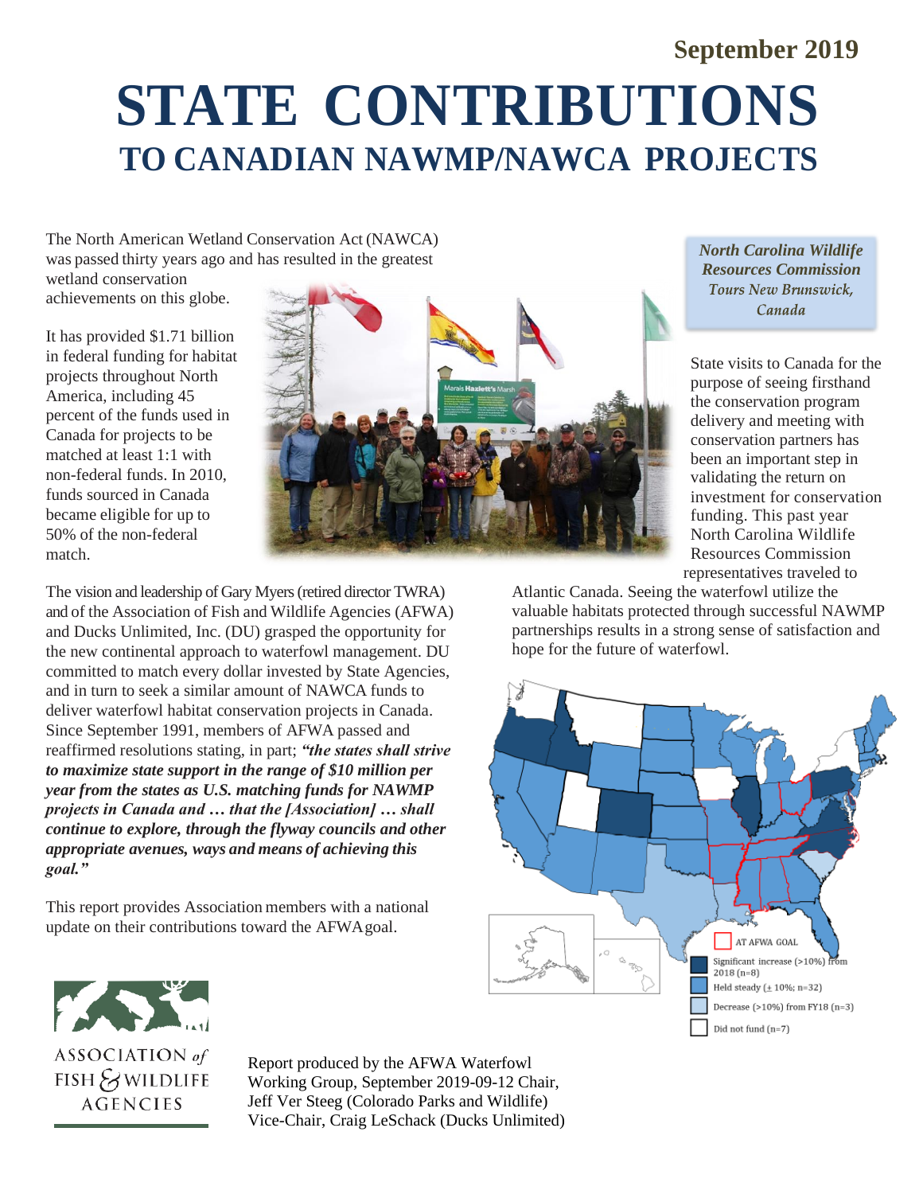September 2019

# STATE CONTRIBUTIONS

## TO CANADIAN NAWMP/NAWCA PROJECTS

The North American Wetland Conservation Act (NAWCA) was passed thirty years ago and has resulted in the greatest wetland conservation achievements on this globe.

It has provided $1.71 billion in federal funding for habitat projects throughout North America, including 45 percent of the funds used in Canada for projects to be matched at least 1:1 with non-federal funds. In 2010, funds sourced in Canada became eligible for up to 50% of the non-federal match.

The vision and leadership of Gary Myers (retired director TWRA) and of the Association of Fish and Wildlife Agencies (AFWA) and Ducks Unlimited, Inc. (DU) grasped the opportunity for the new continental approach to waterfowl management. DU committed to match every dollar invested by State Agencies, and in turn to seek a similar amount of NAWCA funds to deliver waterfowl habitat conservation projects in Canada. Since September 1991, members of AFWA passed and reaffirmed resolutions stating, in part; ***"the states shall strive to maximize state support in the range of $10 million per year from the states as U.S. matching funds for NAWMP projects in Canada and … that the [Association] … shall continue to explore, through the flyway councils and other appropriate avenues, ways and means of achieving this goal."***

This report provides Association members with a national update on their contributions toward the AFWA goal.

***North Carolina Wildlife Resources Commission** Tours New Brunswick, Canada*

State visits to Canada for the purpose of seeing firsthand the conservation program delivery and meeting with conservation partners has been an important step in validating the return on investment for conservation funding. This past year North Carolina Wildlife Resources Commission representatives traveled to Atlantic Canada. Seeing the waterfowl utilize the valuable habitats protected through successful NAWMP partnerships results in a strong sense of satisfaction and hope for the future of waterfowl.

- AT AFWA GOAL
- Significant increase (>10%) from 2018 (n=8)
- Held steady (± 10%; n=32)
- Decrease (>10%) from FY18 (n=3)
- Did not fund (n=7)

ASSOCIATION of FISH & WILDLIFE AGENCIES

Report produced by the AFWA Waterfowl Working Group, September 2019-09-12 Chair, Jeff Ver Steeg (Colorado Parks and Wildlife) Vice-Chair, Craig LeSchack (Ducks Unlimited)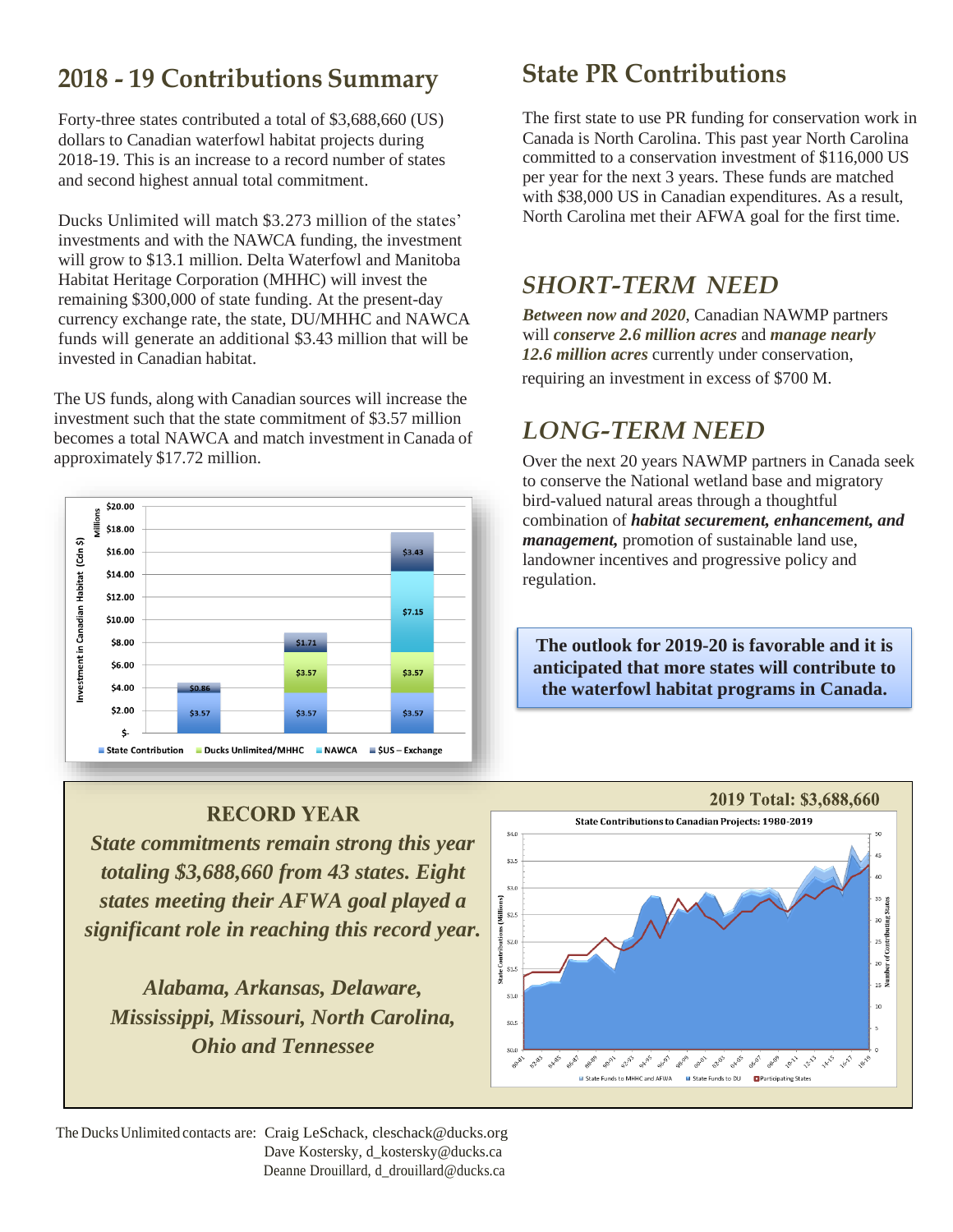## 2018 - 19 Contributions Summary

Forty-three states contributed a total of $3,688,660 (US) dollars to Canadian waterfowl habitat projects during 2018-19. This is an increase to a record number of states and second highest annual total commitment.

Ducks Unlimited will match $3.273 million of the states' investments and with the NAWCA funding, the investment will grow to $13.1 million. Delta Waterfowl and Manitoba Habitat Heritage Corporation (MHHC) will invest the remaining $300,000 of state funding. At the present-day currency exchange rate, the state, DU/MHHC and NAWCA funds will generate an additional $3.43 million that will be invested in Canadian habitat.

The US funds, along with Canadian sources will increase the investment such that the state commitment of $3.57 million becomes a total NAWCA and match investment in Canada of approximately $17.72 million.

Investment in Canadian Habitat (Cdn $) Millions

$20.00
$18.00
$16.00
$14.00
$12.00
$10.00
$8.00
$6.00
$4.00
$2.00
$-

$3.57 $0.86
$3.57 $3.57 $1.71
$3.57 $3.57 $7.15 $3.43

State Contribution | Ducks Unlimited/MHHC | NAWCA | $US – Exchange

## State PR Contributions

The first state to use PR funding for conservation work in Canada is North Carolina. This past year North Carolina committed to a conservation investment of $116,000 US per year for the next 3 years. These funds are matched with $38,000 US in Canadian expenditures. As a result, North Carolina met their AFWA goal for the first time.

## *SHORT-TERM NEED*

***Between now and 2020***, Canadian NAWMP partners will ***conserve 2.6 million acres*** and ***manage nearly 12.6 million acres*** currently under conservation, requiring an investment in excess of $700 M.

## *LONG-TERM NEED*

Over the next 20 years NAWMP partners in Canada seek to conserve the National wetland base and migratory bird-valued natural areas through a thoughtful combination of ***habitat securement, enhancement, and management,*** promotion of sustainable land use, landowner incentives and progressive policy and regulation.

**The outlook for 2019-20 is favorable and it is anticipated that more states will contribute to the waterfowl habitat programs in Canada.**

### RECORD YEAR

***State commitments remain strong this year totaling $3,688,660 from 43 states. Eight states meeting their AFWA goal played a significant role in reaching this record year.***

***Alabama, Arkansas, Delaware, Mississippi, Missouri, North Carolina, Ohio and Tennessee***

**2019 Total: $3,688,660**

State Contributions to Canadian Projects: 1980-2019

State Contributions (Millions)

Number of Contributing States

State Funds to MHHC and AFWA | State Funds to DU | Participating States

The Ducks Unlimited contacts are: Craig LeSchack, cleschack@ducks.org
Dave Kostersky, d_kostersky@ducks.ca
Deanne Drouillard, d_drouillard@ducks.ca